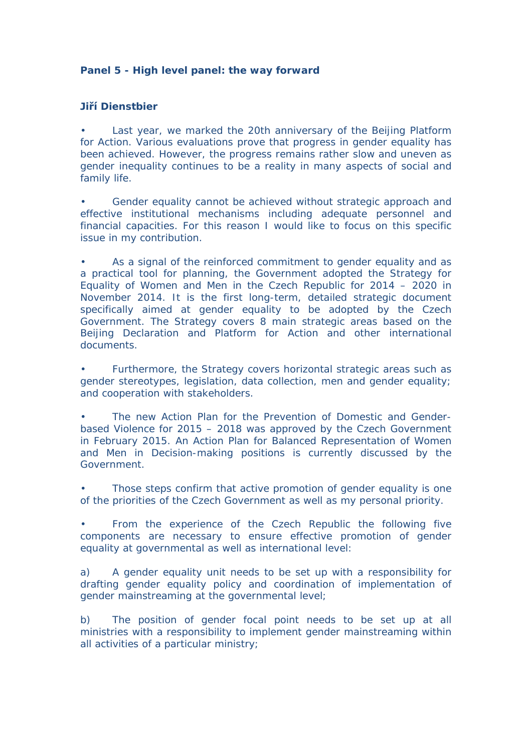**Panel 5 - High level panel: the way forward**

**Jiří Dienstbier**

- Last year, we marked the 20th anniversary of the Beijing Platform for Action. Various evaluations prove that progress in gender equality has been achieved. However, the progress remains rather slow and uneven as gender inequality continues to be a reality in many aspects of social and family life.

- Gender equality cannot be achieved without strategic approach and effective institutional mechanisms including adequate personnel and financial capacities. For this reason I would like to focus on this specific issue in my contribution.

- As a signal of the reinforced commitment to gender equality and as a practical tool for planning, the Government adopted the Strategy for Equality of Women and Men in the Czech Republic for 2014 – 2020 in November 2014. It is the first long-term, detailed strategic document specifically aimed at gender equality to be adopted by the Czech Government. The Strategy covers 8 main strategic areas based on the Beijing Declaration and Platform for Action and other international documents.

- Furthermore, the Strategy covers horizontal strategic areas such as gender stereotypes, legislation, data collection, men and gender equality; and cooperation with stakeholders.

- The new Action Plan for the Prevention of Domestic and Gender-based Violence for 2015 – 2018 was approved by the Czech Government in February 2015. An Action Plan for Balanced Representation of Women and Men in Decision-making positions is currently discussed by the Government.

- Those steps confirm that active promotion of gender equality is one of the priorities of the Czech Government as well as my personal priority.

- From the experience of the Czech Republic the following five components are necessary to ensure effective promotion of gender equality at governmental as well as international level:

a) A gender equality unit needs to be set up with a responsibility for drafting gender equality policy and coordination of implementation of gender mainstreaming at the governmental level;

b) The position of gender focal point needs to be set up at all ministries with a responsibility to implement gender mainstreaming within all activities of a particular ministry;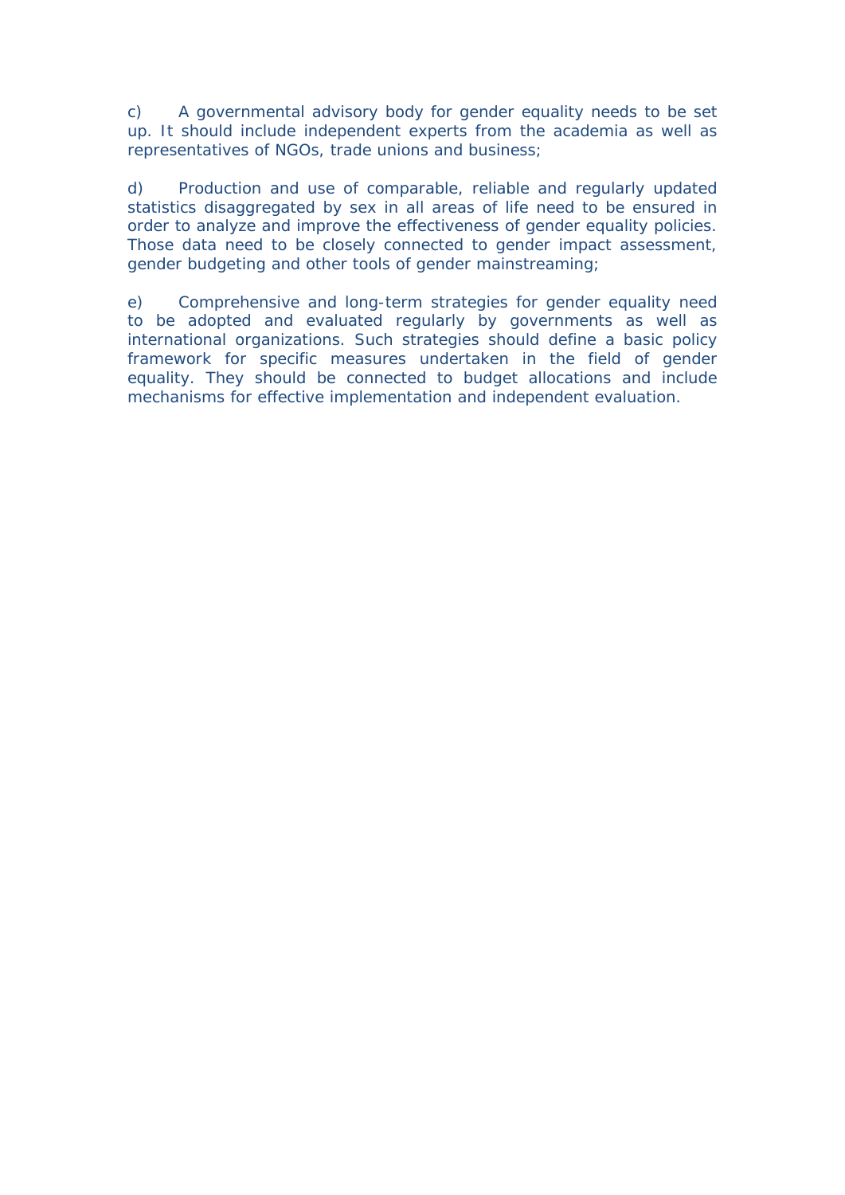c) A governmental advisory body for gender equality needs to be set up. It should include independent experts from the academia as well as representatives of NGOs, trade unions and business;

d) Production and use of comparable, reliable and regularly updated statistics disaggregated by sex in all areas of life need to be ensured in order to analyze and improve the effectiveness of gender equality policies. Those data need to be closely connected to gender impact assessment, gender budgeting and other tools of gender mainstreaming;

e) Comprehensive and long-term strategies for gender equality need to be adopted and evaluated regularly by governments as well as international organizations. Such strategies should define a basic policy framework for specific measures undertaken in the field of gender equality. They should be connected to budget allocations and include mechanisms for effective implementation and independent evaluation.